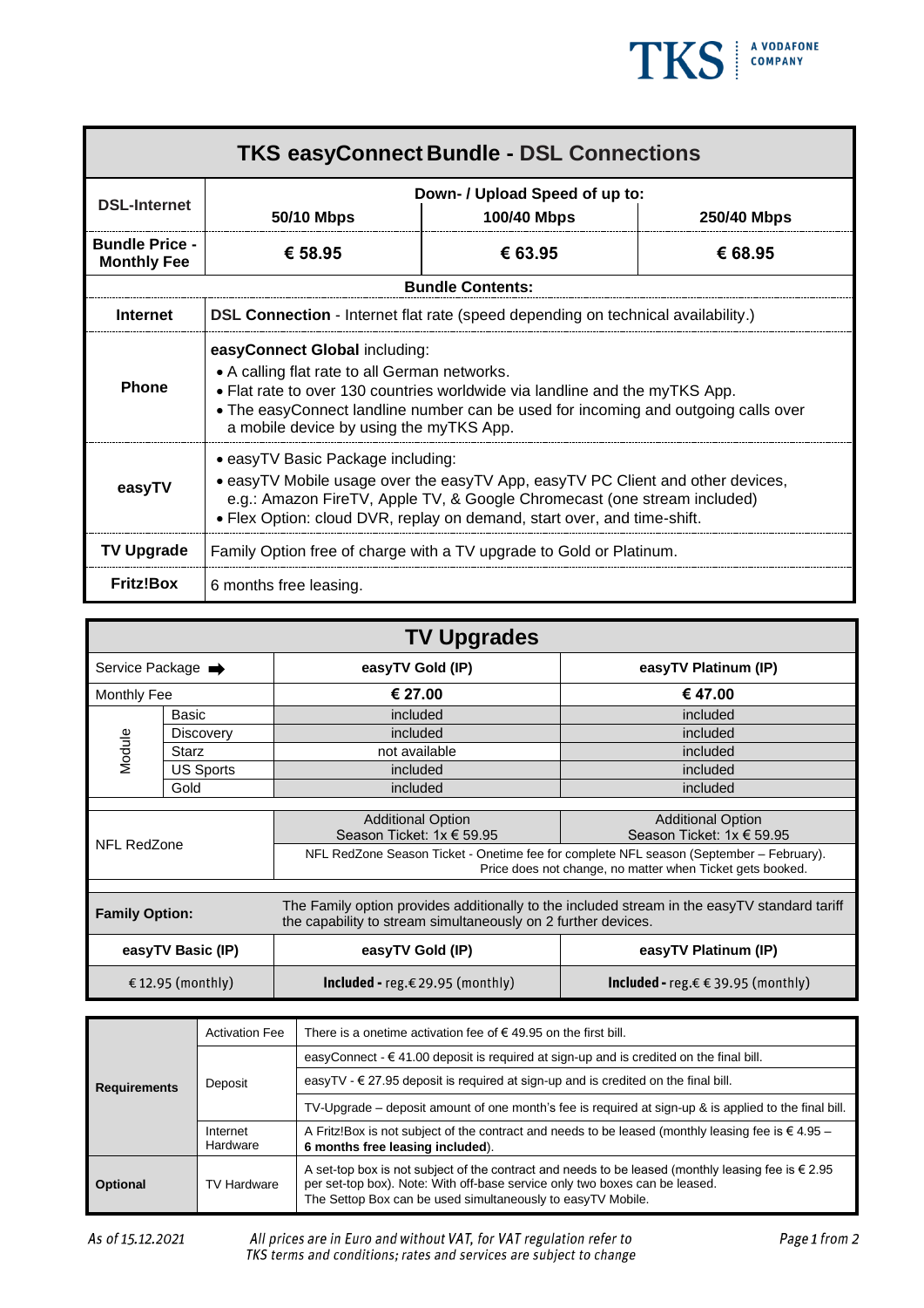# TKS easyConnect Bundle - DSL Connections

| DSL-Internet | Down- / Upload Speed of up to: 50/10 Mbps | 100/40 Mbps | 250/40 Mbps |
|---|---|---|---|
| **Bundle Price - Monthly Fee** | **€ 58.95** | **€ 63.95** | **€ 68.95** |

**Bundle Contents:**

| | |
|---|---|
| **Internet** | **DSL Connection** - Internet flat rate (speed depending on technical availability.) |
| **Phone** | **easyConnect Global** including:<br>• A calling flat rate to all German networks.<br>• Flat rate to over 130 countries worldwide via landline and the myTKS App.<br>• The easyConnect landline number can be used for incoming and outgoing calls over a mobile device by using the myTKS App. |
| **easyTV** | • easyTV Basic Package including:<br>• easyTV Mobile usage over the easyTV App, easyTV PC Client and other devices, e.g.: Amazon FireTV, Apple TV, & Google Chromecast (one stream included)<br>• Flex Option: cloud DVR, replay on demand, start over, and time-shift. |
| **TV Upgrade** | Family Option free of charge with a TV upgrade to Gold or Platinum. |
| **Fritz!Box** | 6 months free leasing. |

# TV Upgrades

| Service Package ➡ | | easyTV Gold (IP) | easyTV Platinum (IP) |
|---|---|---|---|
| Monthly Fee | | **€ 27.00** | **€ 47.00** |
| Module | Basic | included | included |
| | Discovery | included | included |
| | Starz | not available | included |
| | US Sports | included | included |
| | Gold | included | included |
| NFL RedZone | | Additional Option<br>Season Ticket: 1x € 59.95 | Additional Option<br>Season Ticket: 1x € 59.95 |
| | | NFL RedZone Season Ticket - Onetime fee for complete NFL season (September – February). Price does not change, no matter when Ticket gets booked. | |

| **Family Option:** | The Family option provides additionally to the included stream in the easyTV standard tariff the capability to stream simultaneously on 2 further devices. | |
|---|---|---|
| **easyTV Basic (IP)** | **easyTV Gold (IP)** | **easyTV Platinum (IP)** |
| € 12.95 (monthly) | **Included** - reg.€ 29.95 (monthly) | **Included** - reg.€ € 39.95 (monthly) |

| | | |
|---|---|---|
| **Requirements** | Activation Fee | There is a onetime activation fee of € 49.95 on the first bill. |
| | Deposit | easyConnect - € 41.00 deposit is required at sign-up and is credited on the final bill. |
| | | easyTV - € 27.95 deposit is required at sign-up and is credited on the final bill. |
| | | TV-Upgrade – deposit amount of one month's fee is required at sign-up & is applied to the final bill. |
| | Internet Hardware | A Fritz!Box is not subject of the contract and needs to be leased (monthly leasing fee is € 4.95 – **6 months free leasing included**). |
| **Optional** | TV Hardware | A set-top box is not subject of the contract and needs to be leased (monthly leasing fee is € 2.95 per set-top box). Note: With off-base service only two boxes can be leased.<br>The Settop Box can be used simultaneously to easyTV Mobile. |

*As of 15.12.2021*

*All prices are in Euro and without VAT, for VAT regulation refer to TKS terms and conditions; rates and services are subject to change*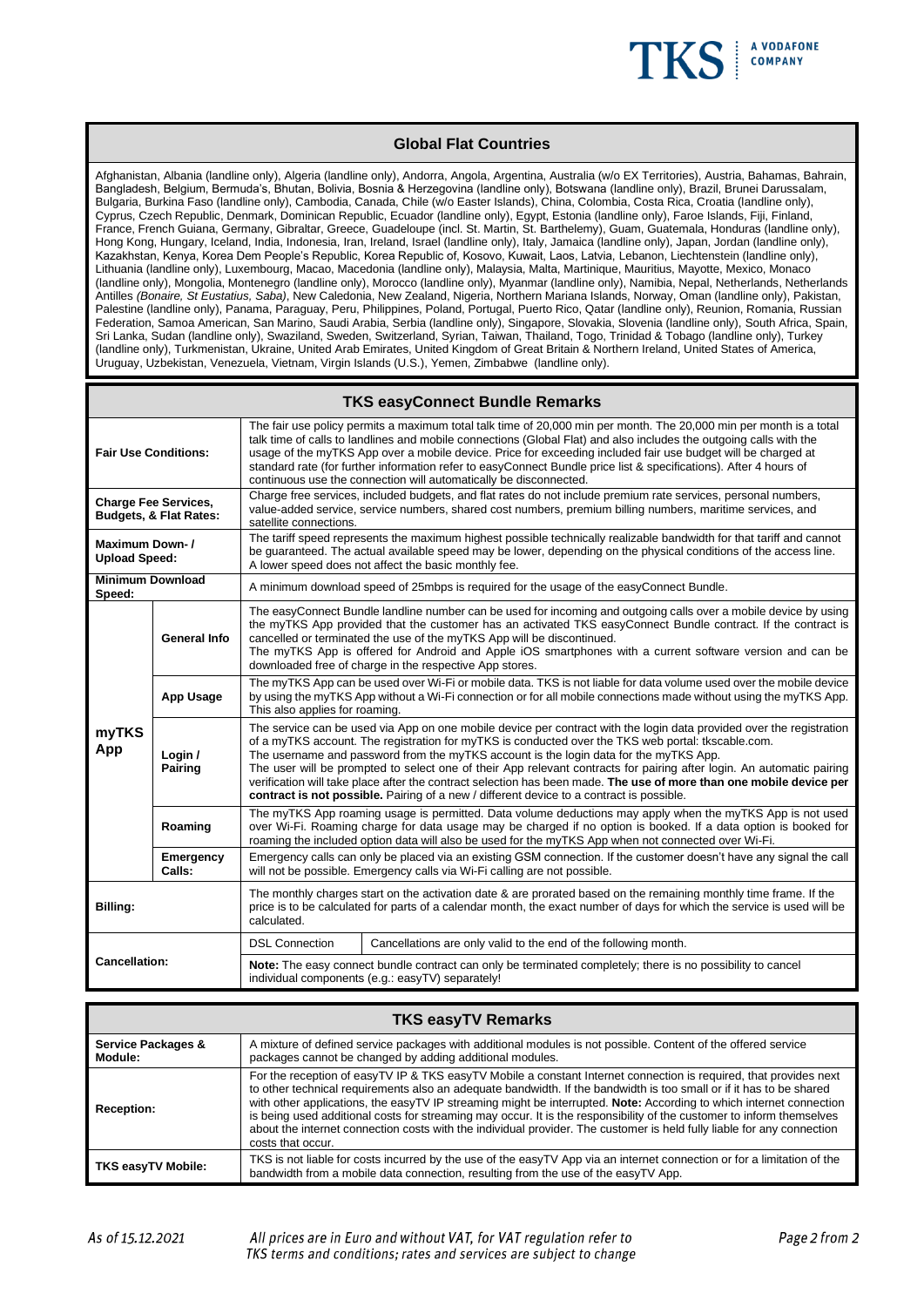## Global Flat Countries

Afghanistan, Albania (landline only), Algeria (landline only), Andorra, Angola, Argentina, Australia (w/o EX Territories), Austria, Bahamas, Bahrain, Bangladesh, Belgium, Bermuda's, Bhutan, Bolivia, Bosnia & Herzegovina (landline only), Botswana (landline only), Brazil, Brunei Darussalam, Bulgaria, Burkina Faso (landline only), Cambodia, Canada, Chile (w/o Easter Islands), China, Colombia, Costa Rica, Croatia (landline only), Cyprus, Czech Republic, Denmark, Dominican Republic, Ecuador (landline only), Egypt, Estonia (landline only), Faroe Islands, Fiji, Finland, France, French Guiana, Germany, Gibraltar, Greece, Guadeloupe (incl. St. Martin, St. Barthelemy), Guam, Guatemala, Honduras (landline only), Hong Kong, Hungary, Iceland, India, Indonesia, Iran, Ireland, Israel (landline only), Italy, Jamaica (landline only), Japan, Jordan (landline only), Kazakhstan, Kenya, Korea Dem People's Republic, Korea Republic of, Kosovo, Kuwait, Laos, Latvia, Lebanon, Liechtenstein (landline only), Lithuania (landline only), Luxembourg, Macao, Macedonia (landline only), Malaysia, Malta, Martinique, Mauritius, Mayotte, Mexico, Monaco (landline only), Mongolia, Montenegro (landline only), Morocco (landline only), Myanmar (landline only), Namibia, Nepal, Netherlands, Netherlands Antilles *(Bonaire, St Eustatius, Saba)*, New Caledonia, New Zealand, Nigeria, Northern Mariana Islands, Norway, Oman (landline only), Pakistan, Palestine (landline only), Panama, Paraguay, Peru, Philippines, Poland, Portugal, Puerto Rico, Qatar (landline only), Reunion, Romania, Russian Federation, Samoa American, San Marino, Saudi Arabia, Serbia (landline only), Singapore, Slovakia, Slovenia (landline only), South Africa, Spain, Sri Lanka, Sudan (landline only), Swaziland, Sweden, Switzerland, Syrian, Taiwan, Thailand, Togo, Trinidad & Tobago (landline only), Turkey (landline only), Turkmenistan, Ukraine, United Arab Emirates, United Kingdom of Great Britain & Northern Ireland, United States of America, Uruguay, Uzbekistan, Venezuela, Vietnam, Virgin Islands (U.S.), Yemen, Zimbabwe (landline only).

## TKS easyConnect Bundle Remarks

| | | | |
|---|---|---|---|
| **Fair Use Conditions:** | | The fair use policy permits a maximum total talk time of 20,000 min per month. The 20,000 min per month is a total talk time of calls to landlines and mobile connections (Global Flat) and also includes the outgoing calls with the usage of the myTKS App over a mobile device. Price for exceeding included fair use budget will be charged at standard rate (for further information refer to easyConnect Bundle price list & specifications). After 4 hours of continuous use the connection will automatically be disconnected. | |
| **Charge Fee Services, Budgets, & Flat Rates:** | | Charge free services, included budgets, and flat rates do not include premium rate services, personal numbers, value-added service, service numbers, shared cost numbers, premium billing numbers, maritime services, and satellite connections. | |
| **Maximum Down- / Upload Speed:** | | The tariff speed represents the maximum highest possible technically realizable bandwidth for that tariff and cannot be guaranteed. The actual available speed may be lower, depending on the physical conditions of the access line. A lower speed does not affect the basic monthly fee. | |
| **Minimum Download Speed:** | | A minimum download speed of 25mbps is required for the usage of the easyConnect Bundle. | |
| **myTKS App** | **General Info** | The easyConnect Bundle landline number can be used for incoming and outgoing calls over a mobile device by using the myTKS App provided that the customer has an activated TKS easyConnect Bundle contract. If the contract is cancelled or terminated the use of the myTKS App will be discontinued. The myTKS App is offered for Android and Apple iOS smartphones with a current software version and can be downloaded free of charge in the respective App stores. | |
| | **App Usage** | The myTKS App can be used over Wi-Fi or mobile data. TKS is not liable for data volume used over the mobile device by using the myTKS App without a Wi-Fi connection or for all mobile connections made without using the myTKS App. This also applies for roaming. | |
| | **Login / Pairing** | The service can be used via App on one mobile device per contract with the login data provided over the registration of a myTKS account. The registration for myTKS is conducted over the TKS web portal: tkscable.com. The username and password from the myTKS account is the login data for the myTKS App. The user will be prompted to select one of their App relevant contracts for pairing after login. An automatic pairing verification will take place after the contract selection has been made. **The use of more than one mobile device per contract is not possible.** Pairing of a new / different device to a contract is possible. | |
| | **Roaming** | The myTKS App roaming usage is permitted. Data volume deductions may apply when the myTKS App is not used over Wi-Fi. Roaming charge for data usage may be charged if no option is booked. If a data option is booked for roaming the included option data will also be used for the myTKS App when not connected over Wi-Fi. | |
| | **Emergency Calls:** | Emergency calls can only be placed via an existing GSM connection. If the customer doesn't have any signal the call will not be possible. Emergency calls via Wi-Fi calling are not possible. | |
| **Billing:** | | The monthly charges start on the activation date & are prorated based on the remaining monthly time frame. If the price is to be calculated for parts of a calendar month, the exact number of days for which the service is used will be calculated. | |
| **Cancellation:** | | DSL Connection | Cancellations are only valid to the end of the following month. |
| | | **Note:** The easy connect bundle contract can only be terminated completely; there is no possibility to cancel individual components (e.g.: easyTV) separately! | |

## TKS easyTV Remarks

| | |
|---|---|
| **Service Packages & Module:** | A mixture of defined service packages with additional modules is not possible. Content of the offered service packages cannot be changed by adding additional modules. |
| **Reception:** | For the reception of easyTV IP & TKS easyTV Mobile a constant Internet connection is required, that provides next to other technical requirements also an adequate bandwidth. If the bandwidth is too small or if it has to be shared with other applications, the easyTV IP streaming might be interrupted. **Note:** According to which internet connection is being used additional costs for streaming may occur. It is the responsibility of the customer to inform themselves about the internet connection costs with the individual provider. The customer is held fully liable for any connection costs that occur. |
| **TKS easyTV Mobile:** | TKS is not liable for costs incurred by the use of the easyTV App via an internet connection or for a limitation of the bandwidth from a mobile data connection, resulting from the use of the easyTV App. |

*As of 15.12.2021*

*All prices are in Euro and without VAT, for VAT regulation refer to TKS terms and conditions; rates and services are subject to change*